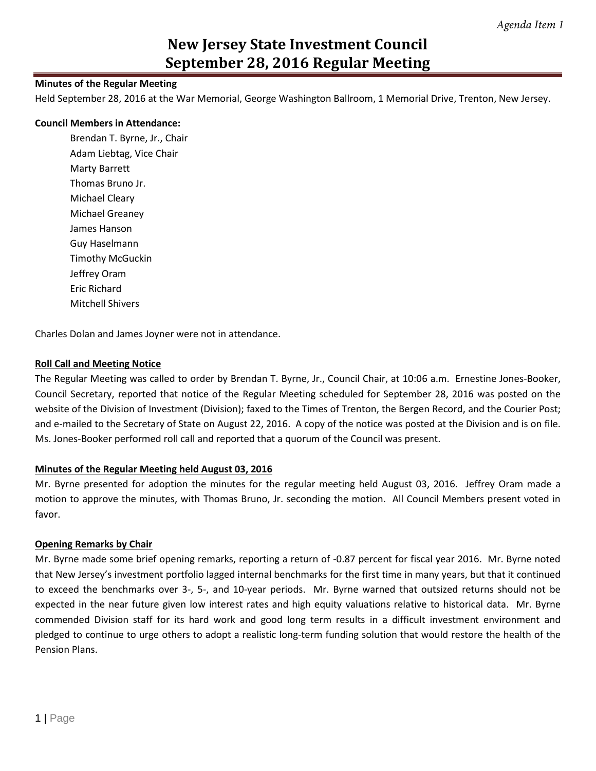*Agenda Item 1*

# New Jersey State Investment Council
# September 28, 2016 Regular Meeting

**Minutes of the Regular Meeting**

Held September 28, 2016 at the War Memorial, George Washington Ballroom, 1 Memorial Drive, Trenton, New Jersey.

**Council Members in Attendance:**

Brendan T. Byrne, Jr., Chair
Adam Liebtag, Vice Chair
Marty Barrett
Thomas Bruno Jr.
Michael Cleary
Michael Greaney
James Hanson
Guy Haselmann
Timothy McGuckin
Jeffrey Oram
Eric Richard
Mitchell Shivers

Charles Dolan and James Joyner were not in attendance.

**Roll Call and Meeting Notice**

The Regular Meeting was called to order by Brendan T. Byrne, Jr., Council Chair, at 10:06 a.m. Ernestine Jones-Booker, Council Secretary, reported that notice of the Regular Meeting scheduled for September 28, 2016 was posted on the website of the Division of Investment (Division); faxed to the Times of Trenton, the Bergen Record, and the Courier Post; and e-mailed to the Secretary of State on August 22, 2016. A copy of the notice was posted at the Division and is on file. Ms. Jones-Booker performed roll call and reported that a quorum of the Council was present.

**Minutes of the Regular Meeting held August 03, 2016**

Mr. Byrne presented for adoption the minutes for the regular meeting held August 03, 2016. Jeffrey Oram made a motion to approve the minutes, with Thomas Bruno, Jr. seconding the motion. All Council Members present voted in favor.

**Opening Remarks by Chair**

Mr. Byrne made some brief opening remarks, reporting a return of -0.87 percent for fiscal year 2016. Mr. Byrne noted that New Jersey's investment portfolio lagged internal benchmarks for the first time in many years, but that it continued to exceed the benchmarks over 3-, 5-, and 10-year periods. Mr. Byrne warned that outsized returns should not be expected in the near future given low interest rates and high equity valuations relative to historical data. Mr. Byrne commended Division staff for its hard work and good long term results in a difficult investment environment and pledged to continue to urge others to adopt a realistic long-term funding solution that would restore the health of the Pension Plans.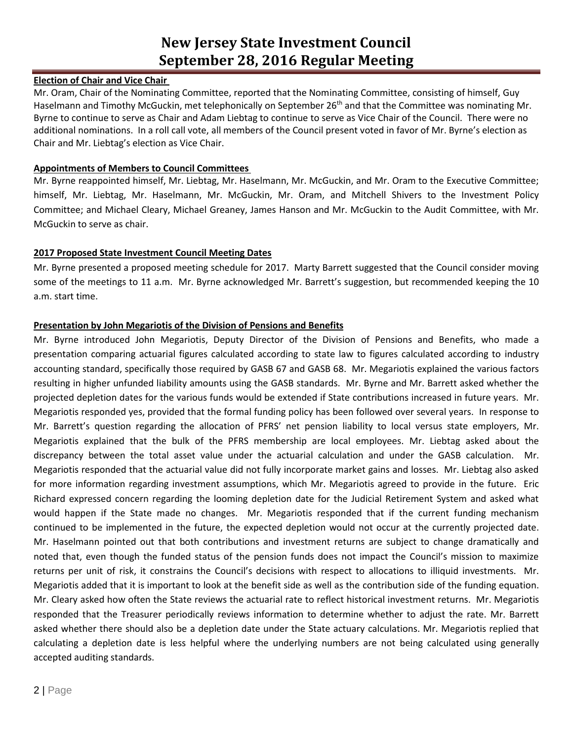**Election of Chair and Vice Chair**

Mr. Oram, Chair of the Nominating Committee, reported that the Nominating Committee, consisting of himself, Guy Haselmann and Timothy McGuckin, met telephonically on September 26th and that the Committee was nominating Mr. Byrne to continue to serve as Chair and Adam Liebtag to continue to serve as Vice Chair of the Council. There were no additional nominations. In a roll call vote, all members of the Council present voted in favor of Mr. Byrne's election as Chair and Mr. Liebtag's election as Vice Chair.

**Appointments of Members to Council Committees**

Mr. Byrne reappointed himself, Mr. Liebtag, Mr. Haselmann, Mr. McGuckin, and Mr. Oram to the Executive Committee; himself, Mr. Liebtag, Mr. Haselmann, Mr. McGuckin, Mr. Oram, and Mitchell Shivers to the Investment Policy Committee; and Michael Cleary, Michael Greaney, James Hanson and Mr. McGuckin to the Audit Committee, with Mr. McGuckin to serve as chair.

**2017 Proposed State Investment Council Meeting Dates**

Mr. Byrne presented a proposed meeting schedule for 2017. Marty Barrett suggested that the Council consider moving some of the meetings to 11 a.m. Mr. Byrne acknowledged Mr. Barrett's suggestion, but recommended keeping the 10 a.m. start time.

**Presentation by John Megariotis of the Division of Pensions and Benefits**

Mr. Byrne introduced John Megariotis, Deputy Director of the Division of Pensions and Benefits, who made a presentation comparing actuarial figures calculated according to state law to figures calculated according to industry accounting standard, specifically those required by GASB 67 and GASB 68. Mr. Megariotis explained the various factors resulting in higher unfunded liability amounts using the GASB standards. Mr. Byrne and Mr. Barrett asked whether the projected depletion dates for the various funds would be extended if State contributions increased in future years. Mr. Megariotis responded yes, provided that the formal funding policy has been followed over several years. In response to Mr. Barrett's question regarding the allocation of PFRS' net pension liability to local versus state employers, Mr. Megariotis explained that the bulk of the PFRS membership are local employees. Mr. Liebtag asked about the discrepancy between the total asset value under the actuarial calculation and under the GASB calculation. Mr. Megariotis responded that the actuarial value did not fully incorporate market gains and losses. Mr. Liebtag also asked for more information regarding investment assumptions, which Mr. Megariotis agreed to provide in the future. Eric Richard expressed concern regarding the looming depletion date for the Judicial Retirement System and asked what would happen if the State made no changes. Mr. Megariotis responded that if the current funding mechanism continued to be implemented in the future, the expected depletion would not occur at the currently projected date. Mr. Haselmann pointed out that both contributions and investment returns are subject to change dramatically and noted that, even though the funded status of the pension funds does not impact the Council's mission to maximize returns per unit of risk, it constrains the Council's decisions with respect to allocations to illiquid investments. Mr. Megariotis added that it is important to look at the benefit side as well as the contribution side of the funding equation. Mr. Cleary asked how often the State reviews the actuarial rate to reflect historical investment returns. Mr. Megariotis responded that the Treasurer periodically reviews information to determine whether to adjust the rate. Mr. Barrett asked whether there should also be a depletion date under the State actuary calculations. Mr. Megariotis replied that calculating a depletion date is less helpful where the underlying numbers are not being calculated using generally accepted auditing standards.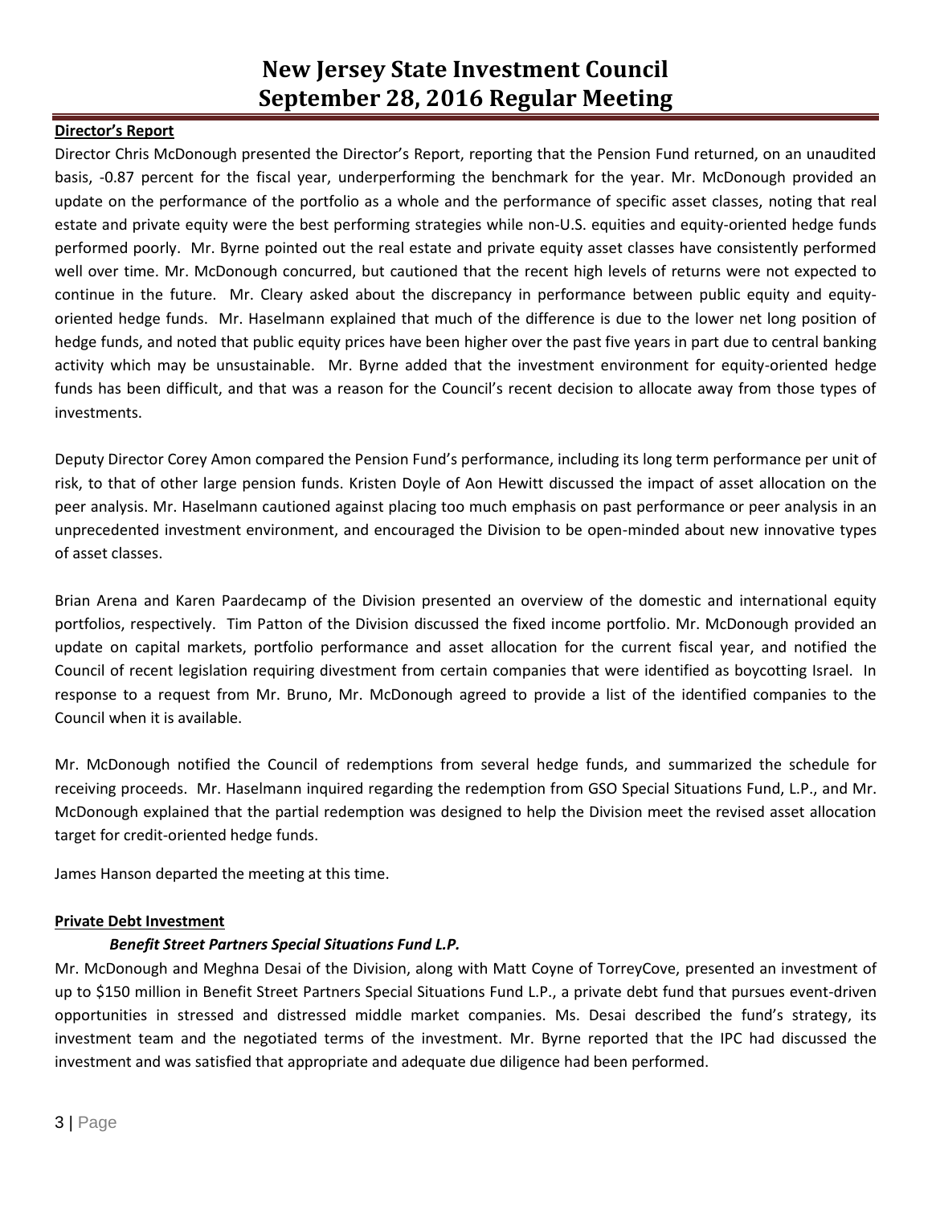**Director's Report**

Director Chris McDonough presented the Director's Report, reporting that the Pension Fund returned, on an unaudited basis, -0.87 percent for the fiscal year, underperforming the benchmark for the year. Mr. McDonough provided an update on the performance of the portfolio as a whole and the performance of specific asset classes, noting that real estate and private equity were the best performing strategies while non-U.S. equities and equity-oriented hedge funds performed poorly. Mr. Byrne pointed out the real estate and private equity asset classes have consistently performed well over time. Mr. McDonough concurred, but cautioned that the recent high levels of returns were not expected to continue in the future. Mr. Cleary asked about the discrepancy in performance between public equity and equity-oriented hedge funds. Mr. Haselmann explained that much of the difference is due to the lower net long position of hedge funds, and noted that public equity prices have been higher over the past five years in part due to central banking activity which may be unsustainable. Mr. Byrne added that the investment environment for equity-oriented hedge funds has been difficult, and that was a reason for the Council's recent decision to allocate away from those types of investments.

Deputy Director Corey Amon compared the Pension Fund's performance, including its long term performance per unit of risk, to that of other large pension funds. Kristen Doyle of Aon Hewitt discussed the impact of asset allocation on the peer analysis. Mr. Haselmann cautioned against placing too much emphasis on past performance or peer analysis in an unprecedented investment environment, and encouraged the Division to be open-minded about new innovative types of asset classes.

Brian Arena and Karen Paardecamp of the Division presented an overview of the domestic and international equity portfolios, respectively. Tim Patton of the Division discussed the fixed income portfolio. Mr. McDonough provided an update on capital markets, portfolio performance and asset allocation for the current fiscal year, and notified the Council of recent legislation requiring divestment from certain companies that were identified as boycotting Israel. In response to a request from Mr. Bruno, Mr. McDonough agreed to provide a list of the identified companies to the Council when it is available.

Mr. McDonough notified the Council of redemptions from several hedge funds, and summarized the schedule for receiving proceeds. Mr. Haselmann inquired regarding the redemption from GSO Special Situations Fund, L.P., and Mr. McDonough explained that the partial redemption was designed to help the Division meet the revised asset allocation target for credit-oriented hedge funds.

James Hanson departed the meeting at this time.

**Private Debt Investment**

***Benefit Street Partners Special Situations Fund L.P.***

Mr. McDonough and Meghna Desai of the Division, along with Matt Coyne of TorreyCove, presented an investment of up to \$150 million in Benefit Street Partners Special Situations Fund L.P., a private debt fund that pursues event-driven opportunities in stressed and distressed middle market companies. Ms. Desai described the fund's strategy, its investment team and the negotiated terms of the investment. Mr. Byrne reported that the IPC had discussed the investment and was satisfied that appropriate and adequate due diligence had been performed.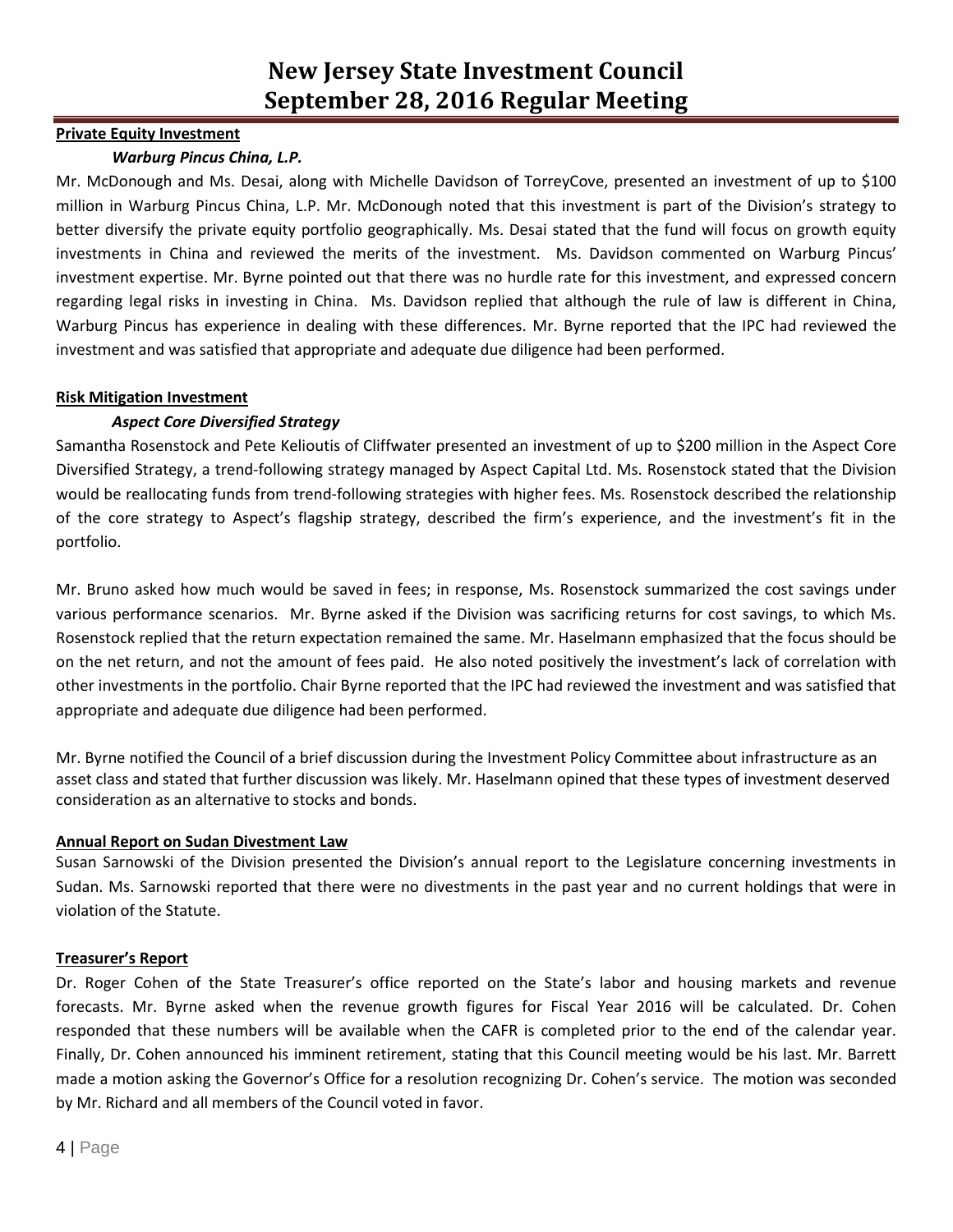**Private Equity Investment**

***Warburg Pincus China, L.P.***

Mr. McDonough and Ms. Desai, along with Michelle Davidson of TorreyCove, presented an investment of up to $100 million in Warburg Pincus China, L.P. Mr. McDonough noted that this investment is part of the Division's strategy to better diversify the private equity portfolio geographically. Ms. Desai stated that the fund will focus on growth equity investments in China and reviewed the merits of the investment. Ms. Davidson commented on Warburg Pincus' investment expertise. Mr. Byrne pointed out that there was no hurdle rate for this investment, and expressed concern regarding legal risks in investing in China. Ms. Davidson replied that although the rule of law is different in China, Warburg Pincus has experience in dealing with these differences. Mr. Byrne reported that the IPC had reviewed the investment and was satisfied that appropriate and adequate due diligence had been performed.

**Risk Mitigation Investment**

***Aspect Core Diversified Strategy***

Samantha Rosenstock and Pete Kelioutis of Cliffwater presented an investment of up to $200 million in the Aspect Core Diversified Strategy, a trend-following strategy managed by Aspect Capital Ltd. Ms. Rosenstock stated that the Division would be reallocating funds from trend-following strategies with higher fees. Ms. Rosenstock described the relationship of the core strategy to Aspect's flagship strategy, described the firm's experience, and the investment's fit in the portfolio.

Mr. Bruno asked how much would be saved in fees; in response, Ms. Rosenstock summarized the cost savings under various performance scenarios. Mr. Byrne asked if the Division was sacrificing returns for cost savings, to which Ms. Rosenstock replied that the return expectation remained the same. Mr. Haselmann emphasized that the focus should be on the net return, and not the amount of fees paid. He also noted positively the investment's lack of correlation with other investments in the portfolio. Chair Byrne reported that the IPC had reviewed the investment and was satisfied that appropriate and adequate due diligence had been performed.

Mr. Byrne notified the Council of a brief discussion during the Investment Policy Committee about infrastructure as an asset class and stated that further discussion was likely. Mr. Haselmann opined that these types of investment deserved consideration as an alternative to stocks and bonds.

**Annual Report on Sudan Divestment Law**

Susan Sarnowski of the Division presented the Division's annual report to the Legislature concerning investments in Sudan. Ms. Sarnowski reported that there were no divestments in the past year and no current holdings that were in violation of the Statute.

**Treasurer's Report**

Dr. Roger Cohen of the State Treasurer's office reported on the State's labor and housing markets and revenue forecasts. Mr. Byrne asked when the revenue growth figures for Fiscal Year 2016 will be calculated. Dr. Cohen responded that these numbers will be available when the CAFR is completed prior to the end of the calendar year. Finally, Dr. Cohen announced his imminent retirement, stating that this Council meeting would be his last. Mr. Barrett made a motion asking the Governor's Office for a resolution recognizing Dr. Cohen's service. The motion was seconded by Mr. Richard and all members of the Council voted in favor.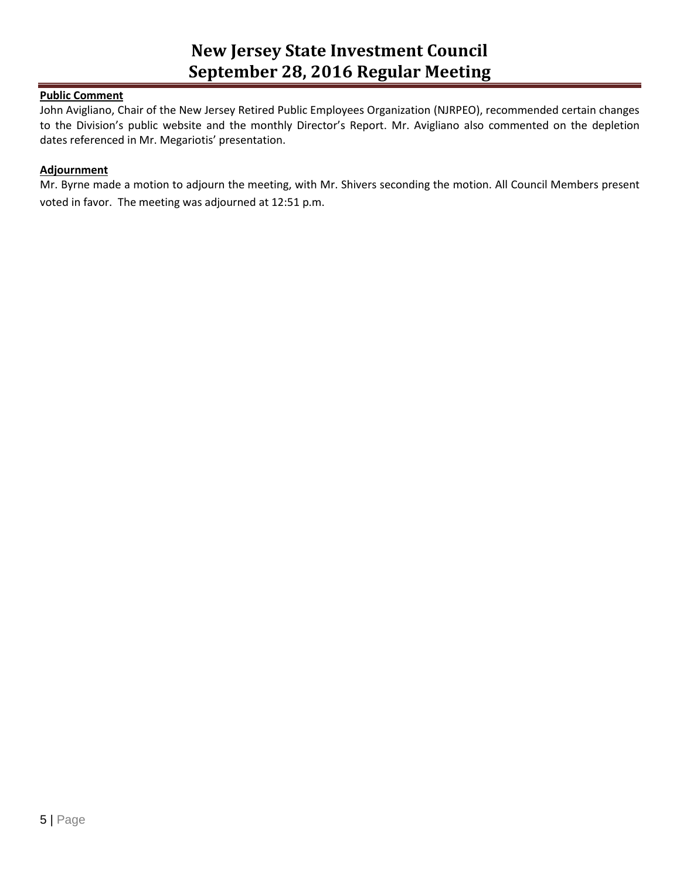**Public Comment**

John Avigliano, Chair of the New Jersey Retired Public Employees Organization (NJRPEO), recommended certain changes to the Division's public website and the monthly Director's Report. Mr. Avigliano also commented on the depletion dates referenced in Mr. Megariotis' presentation.

**Adjournment**

Mr. Byrne made a motion to adjourn the meeting, with Mr. Shivers seconding the motion. All Council Members present voted in favor. The meeting was adjourned at 12:51 p.m.